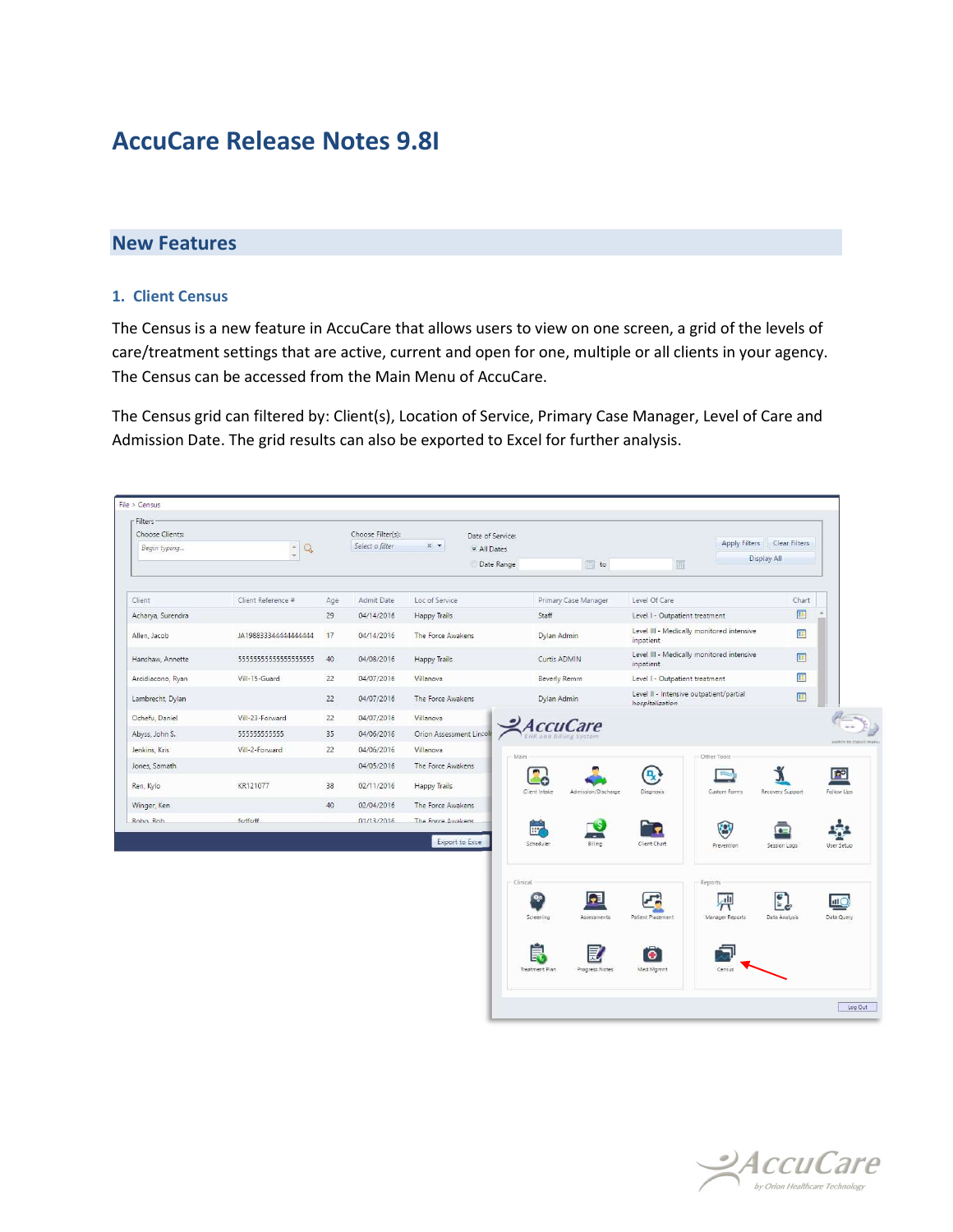# AccuCare Release Notes 9.8I

## New Features

### 1. Client Census

The Census is a new feature in AccuCare that allows users to view on one screen, a grid of the levels of care/treatment settings that are active, current and open for one, multiple or all clients in your agency. The Census can be accessed from the Main Menu of AccuCare.

The Census grid can filtered by: Client(s), Location of Service, Primary Case Manager, Level of Care and Admission Date. The grid results can also be exported to Excel for further analysis.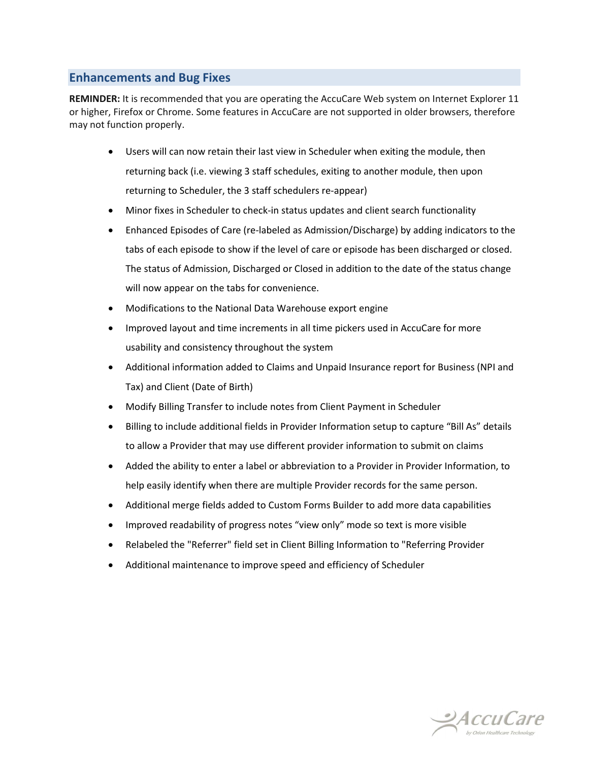## Enhancements and Bug Fixes

**REMINDER:** It is recommended that you are operating the AccuCare Web system on Internet Explorer 11 or higher, Firefox or Chrome. Some features in AccuCare are not supported in older browsers, therefore may not function properly.

- Users will can now retain their last view in Scheduler when exiting the module, then returning back (i.e. viewing 3 staff schedules, exiting to another module, then upon returning to Scheduler, the 3 staff schedulers re-appear)
- Minor fixes in Scheduler to check-in status updates and client search functionality
- Enhanced Episodes of Care (re-labeled as Admission/Discharge) by adding indicators to the tabs of each episode to show if the level of care or episode has been discharged or closed. The status of Admission, Discharged or Closed in addition to the date of the status change will now appear on the tabs for convenience.
- Modifications to the National Data Warehouse export engine
- Improved layout and time increments in all time pickers used in AccuCare for more usability and consistency throughout the system
- Additional information added to Claims and Unpaid Insurance report for Business (NPI and Tax) and Client (Date of Birth)
- Modify Billing Transfer to include notes from Client Payment in Scheduler
- Billing to include additional fields in Provider Information setup to capture "Bill As" details to allow a Provider that may use different provider information to submit on claims
- Added the ability to enter a label or abbreviation to a Provider in Provider Information, to help easily identify when there are multiple Provider records for the same person.
- Additional merge fields added to Custom Forms Builder to add more data capabilities
- Improved readability of progress notes "view only" mode so text is more visible
- Relabeled the "Referrer" field set in Client Billing Information to "Referring Provider
- Additional maintenance to improve speed and efficiency of Scheduler